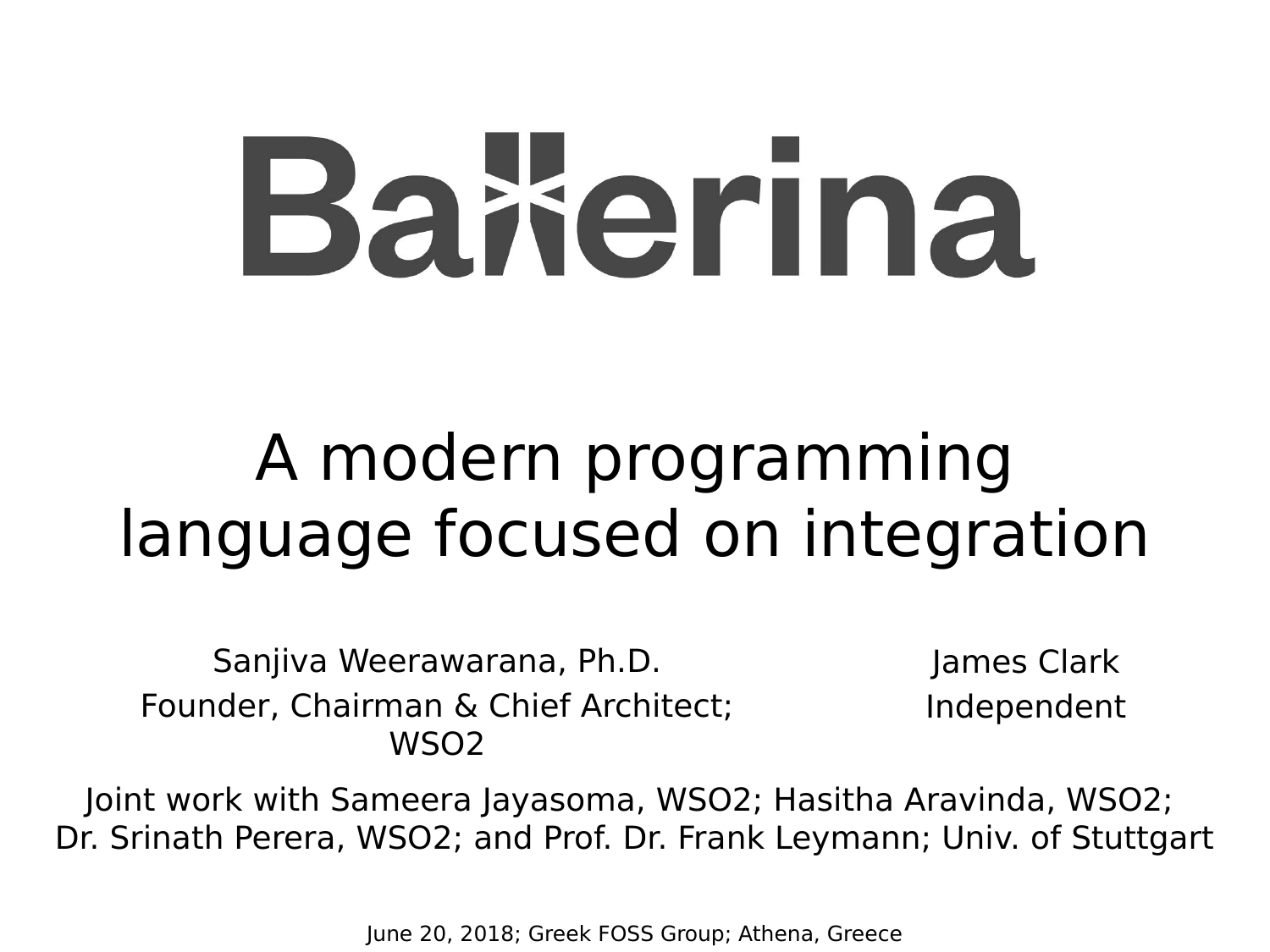# Ballerina

## A modern programming language focused on integration

Sanjiva Weerawarana, Ph.D.
Founder, Chairman & Chief Architect; WSO2

James Clark
Independent

Joint work with Sameera Jayasoma, WSO2; Hasitha Aravinda, WSO2; Dr. Srinath Perera, WSO2; and Prof. Dr. Frank Leymann; Univ. of Stuttgart

June 20, 2018; Greek FOSS Group; Athena, Greece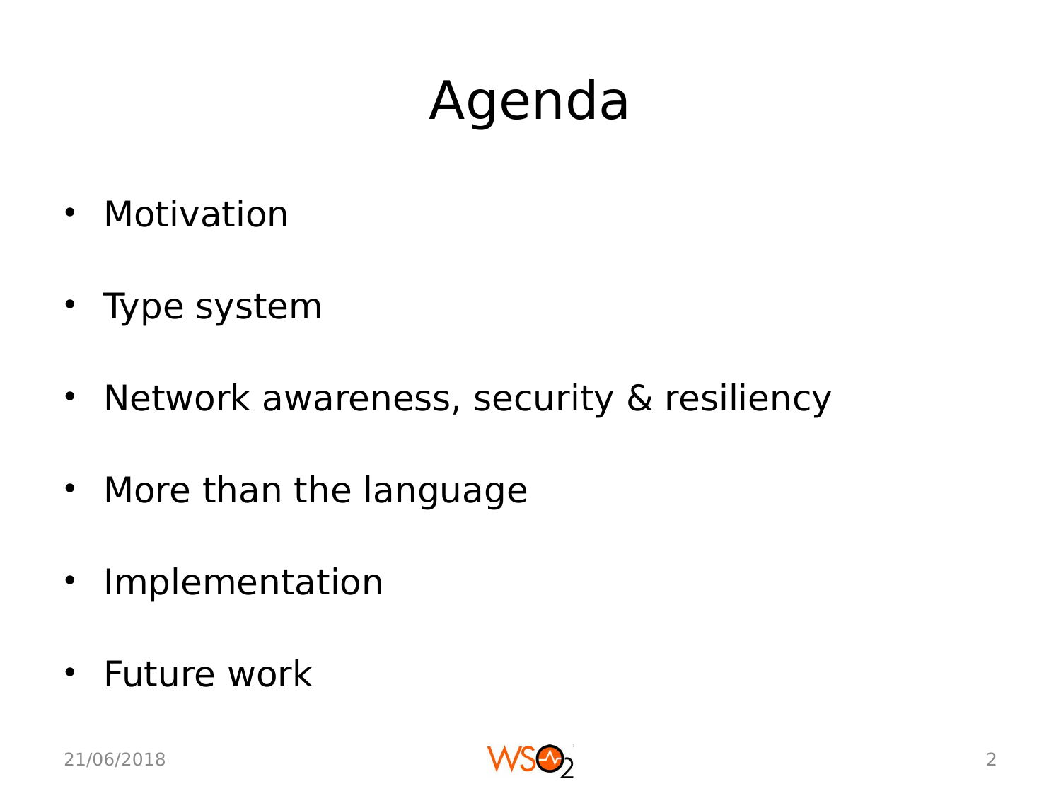# Agenda

- Motivation
- Type system
- Network awareness, security & resiliency
- More than the language
- Implementation
- Future work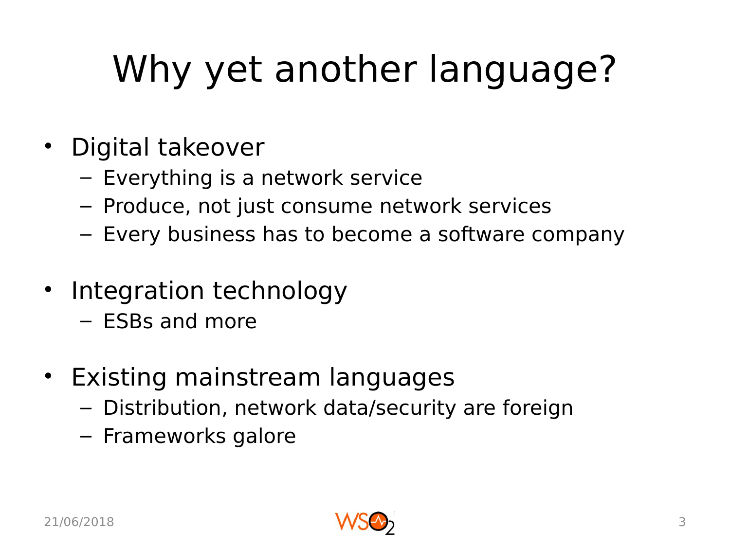# Why yet another language?

- Digital takeover
  - Everything is a network service
  - Produce, not just consume network services
  - Every business has to become a software company
- Integration technology
  - ESBs and more
- Existing mainstream languages
  - Distribution, network data/security are foreign
  - Frameworks galore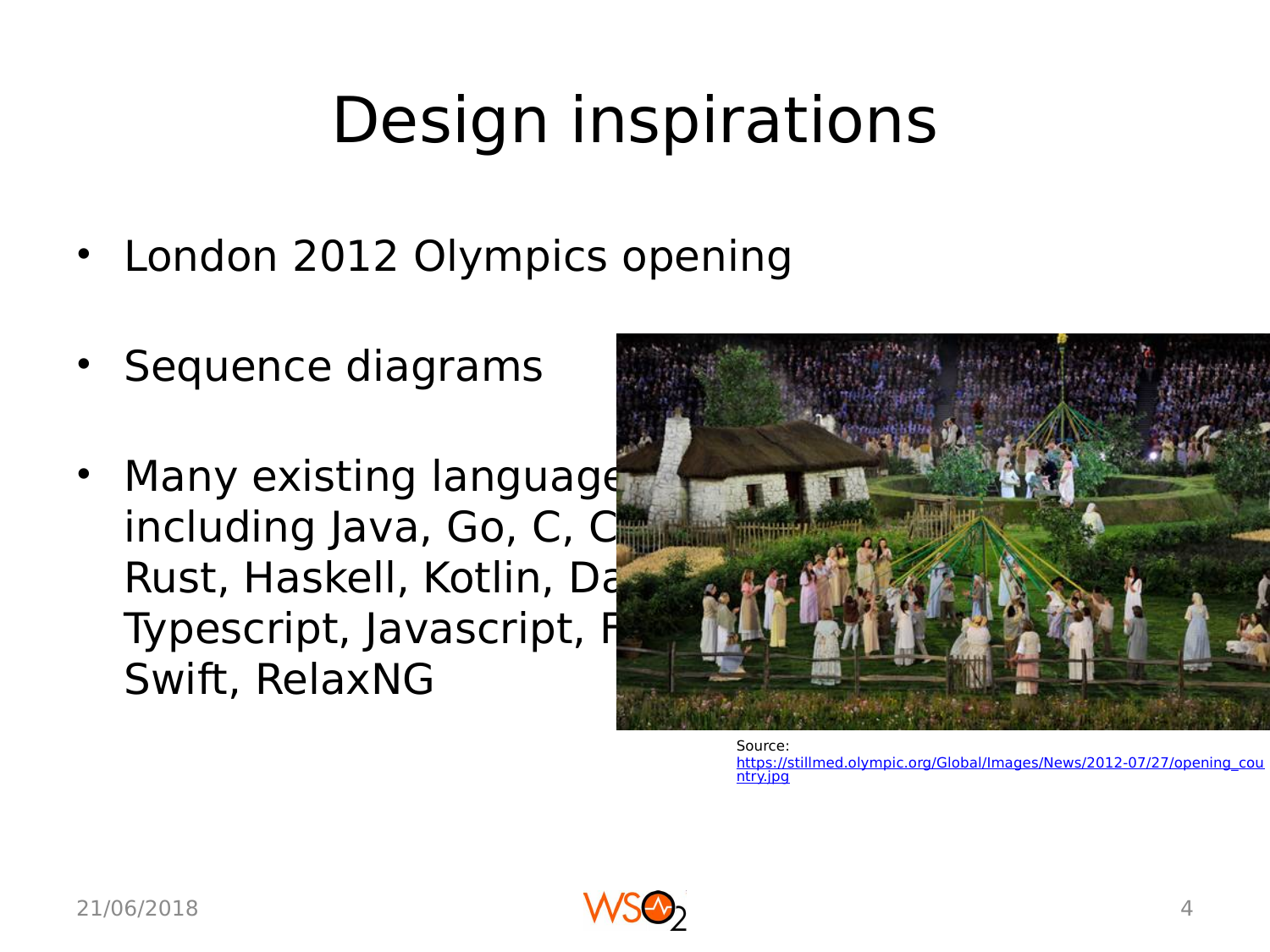# Design inspirations

- London 2012 Olympics opening
- Sequence diagrams
- Many existing language including Java, Go, C, C Rust, Haskell, Kotlin, Da Typescript, Javascript, F Swift, RelaxNG

Source: https://stillmed.olympic.org/Global/Images/News/2012-07/27/opening_country.jpg

21/06/2018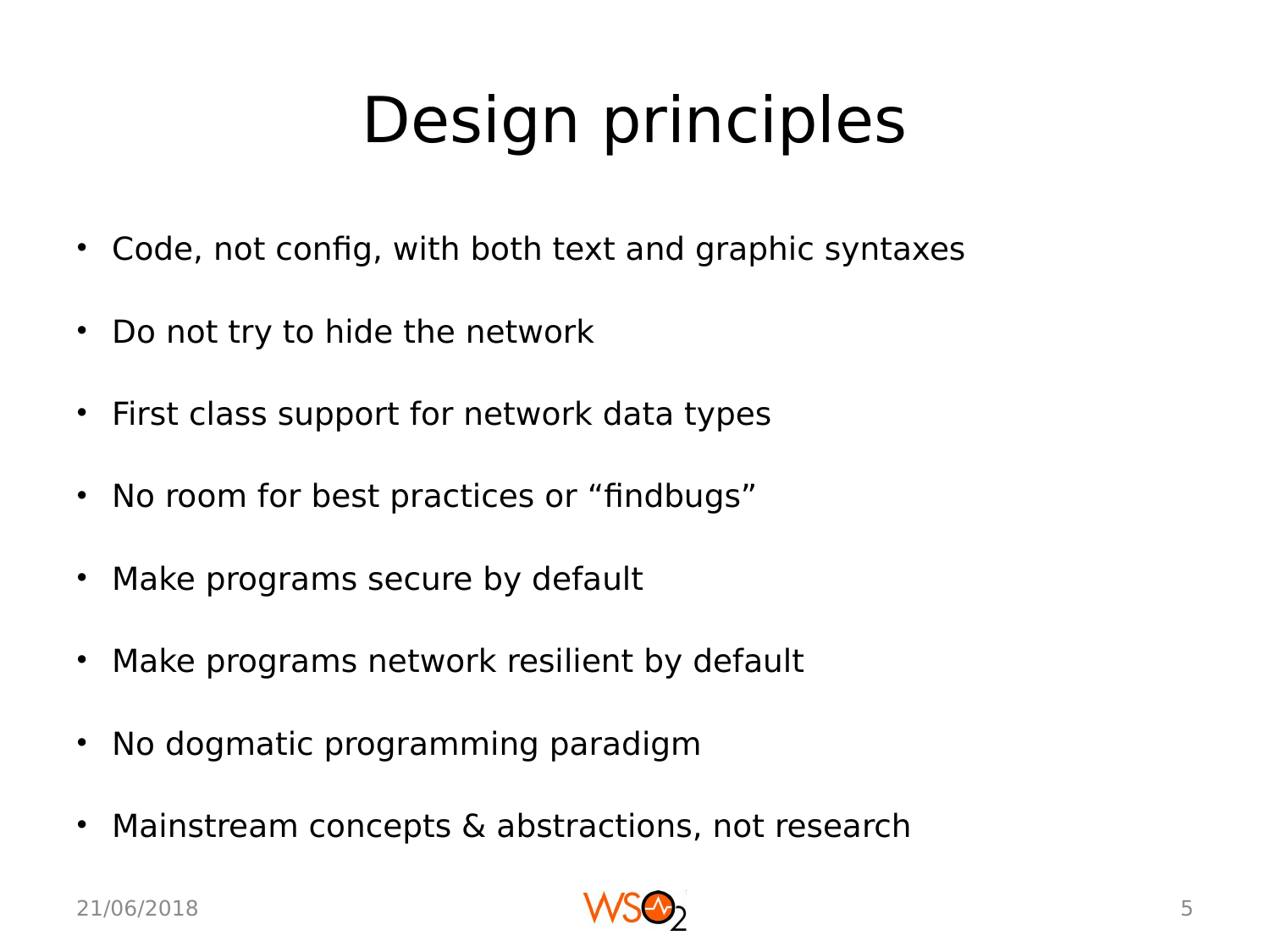# Design principles

- Code, not config, with both text and graphic syntaxes
- Do not try to hide the network
- First class support for network data types
- No room for best practices or “findbugs”
- Make programs secure by default
- Make programs network resilient by default
- No dogmatic programming paradigm
- Mainstream concepts & abstractions, not research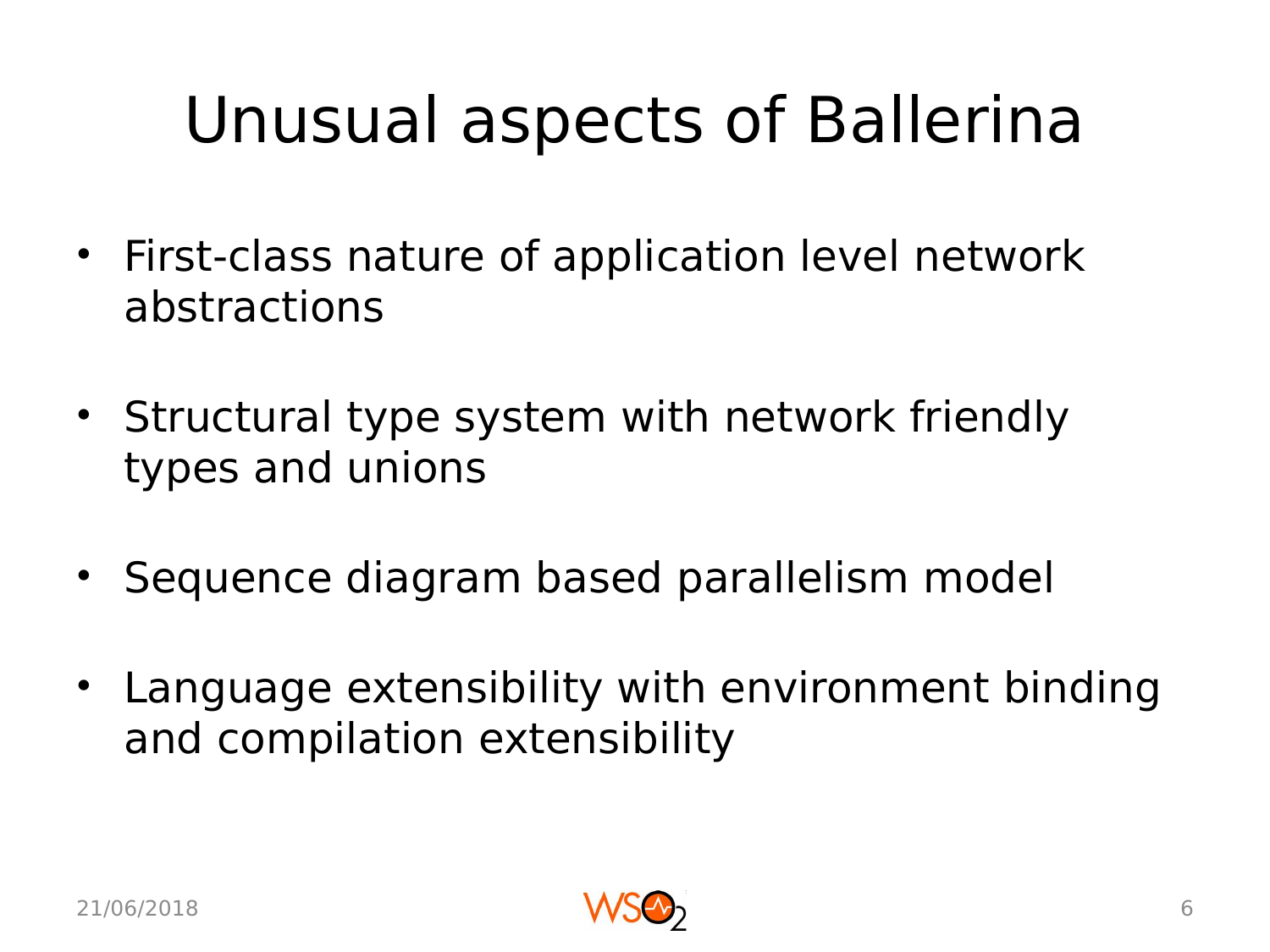# Unusual aspects of Ballerina

- First-class nature of application level network abstractions
- Structural type system with network friendly types and unions
- Sequence diagram based parallelism model
- Language extensibility with environment binding and compilation extensibility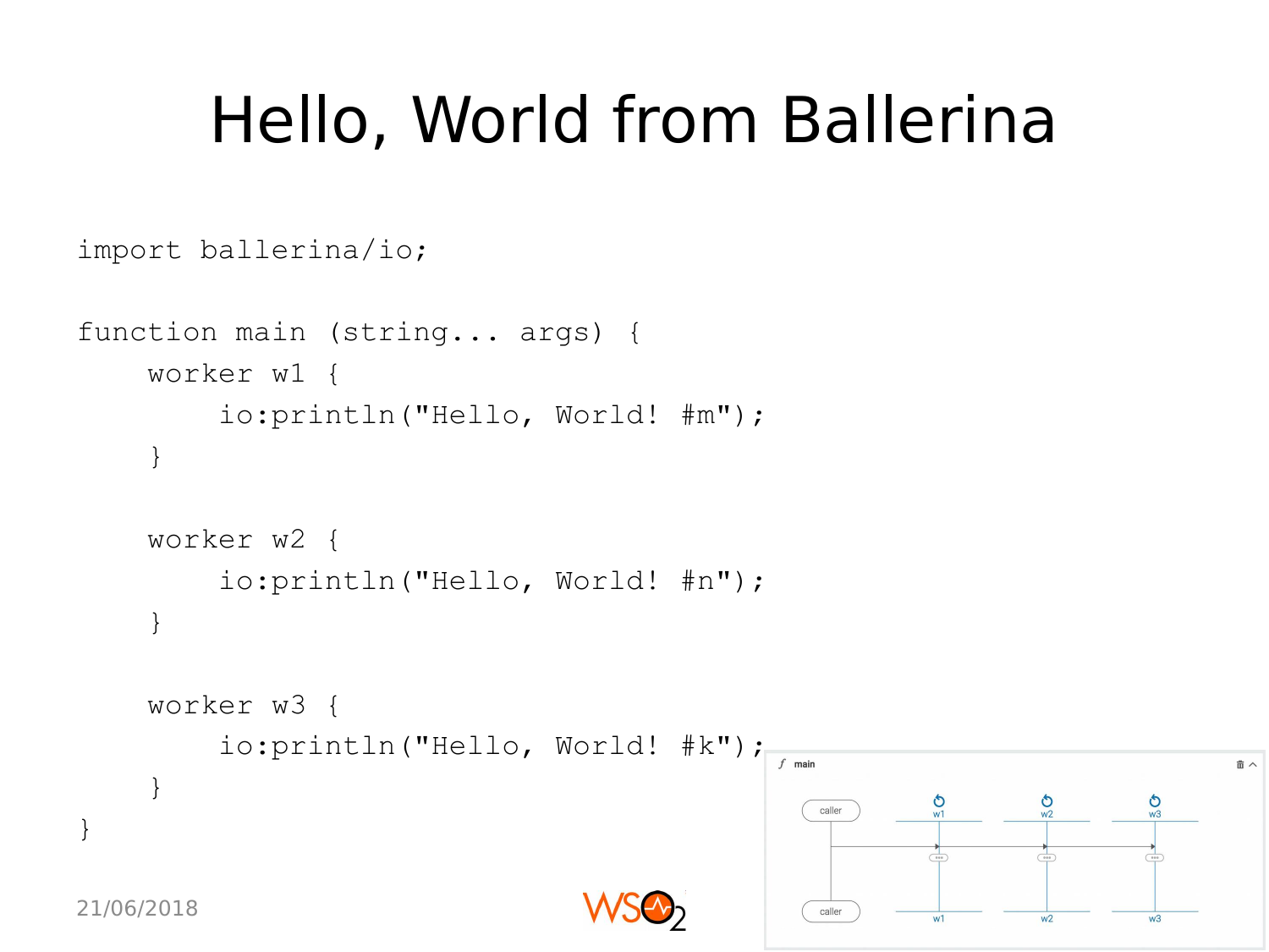# Hello, World from Ballerina

```
import ballerina/io;

function main (string... args) {
    worker w1 {
        io:println("Hello, World! #m");
    }

    worker w2 {
        io:println("Hello, World! #n");
    }

    worker w3 {
        io:println("Hello, World! #k");
    }
}
```

21/06/2018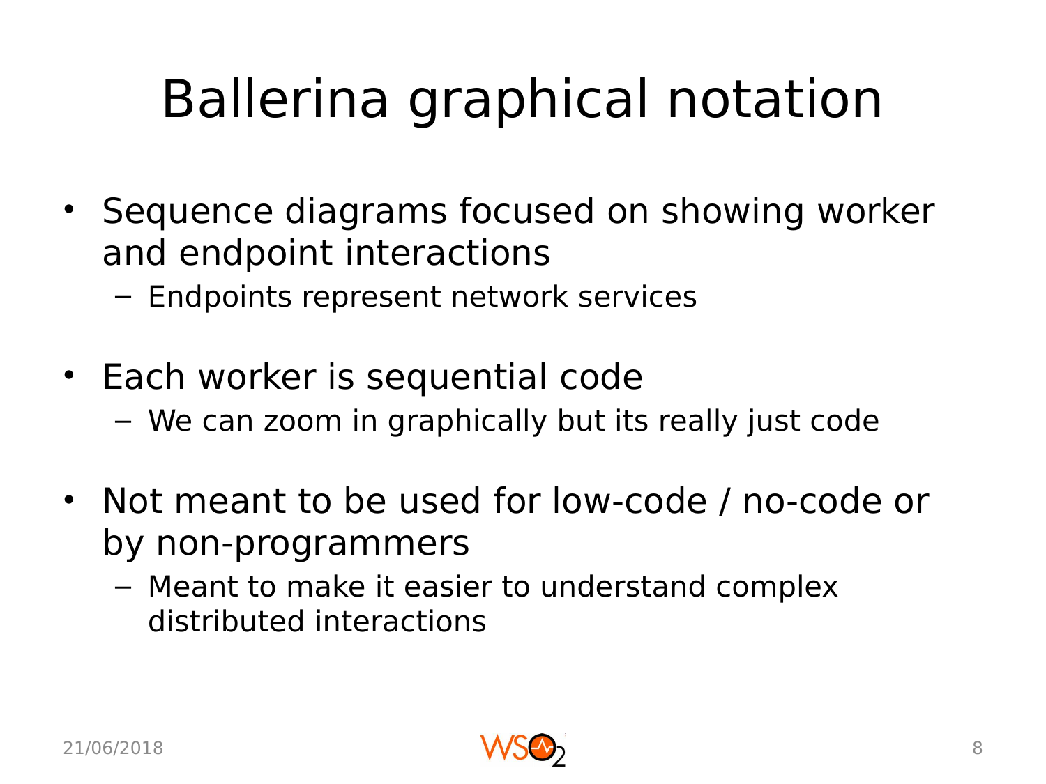# Ballerina graphical notation

- Sequence diagrams focused on showing worker and endpoint interactions
  - Endpoints represent network services
- Each worker is sequential code
  - We can zoom in graphically but its really just code
- Not meant to be used for low-code / no-code or by non-programmers
  - Meant to make it easier to understand complex distributed interactions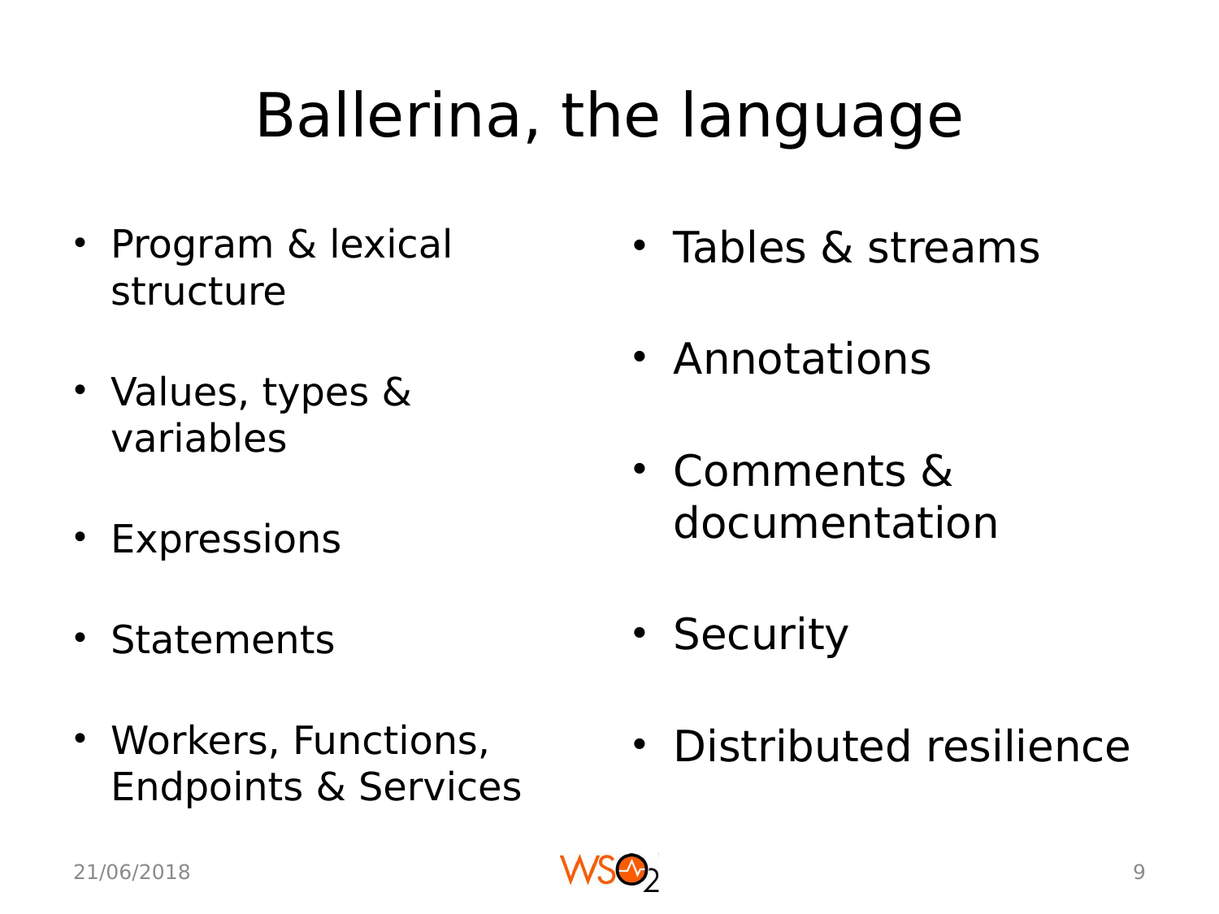# Ballerina, the language

- Program & lexical structure
- Values, types & variables
- Expressions
- Statements
- Workers, Functions, Endpoints & Services
- Tables & streams
- Annotations
- Comments & documentation
- Security
- Distributed resilience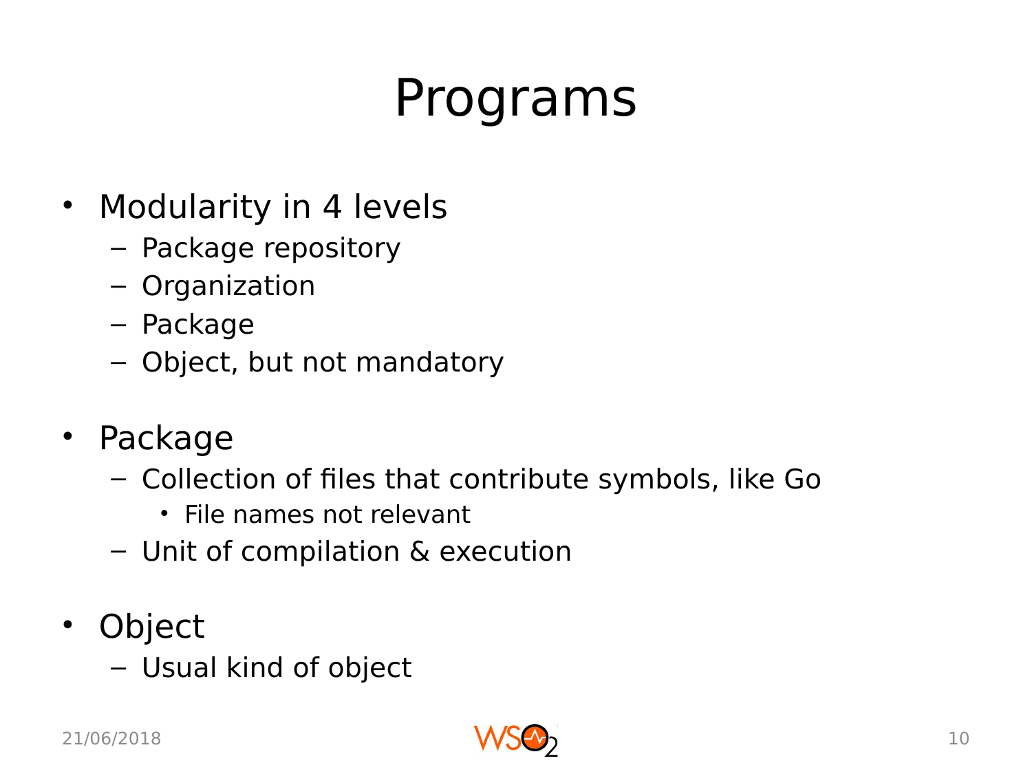# Programs

- Modularity in 4 levels
  - Package repository
  - Organization
  - Package
  - Object, but not mandatory
- Package
  - Collection of files that contribute symbols, like Go
    - File names not relevant
  - Unit of compilation & execution
- Object
  - Usual kind of object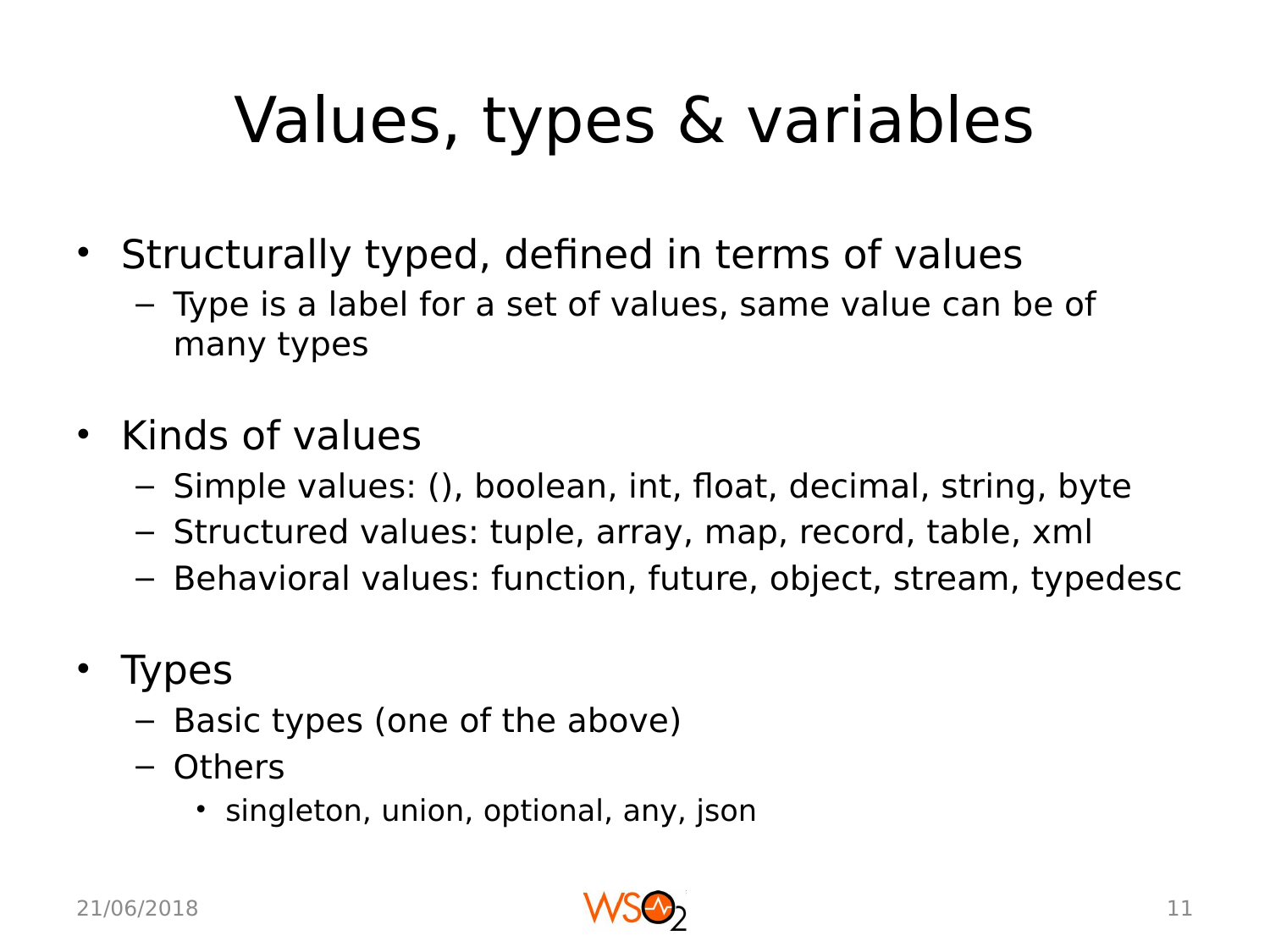# Values, types & variables

- Structurally typed, defined in terms of values
  - Type is a label for a set of values, same value can be of many types
- Kinds of values
  - Simple values: (), boolean, int, float, decimal, string, byte
  - Structured values: tuple, array, map, record, table, xml
  - Behavioral values: function, future, object, stream, typedesc
- Types
  - Basic types (one of the above)
  - Others
    - singleton, union, optional, any, json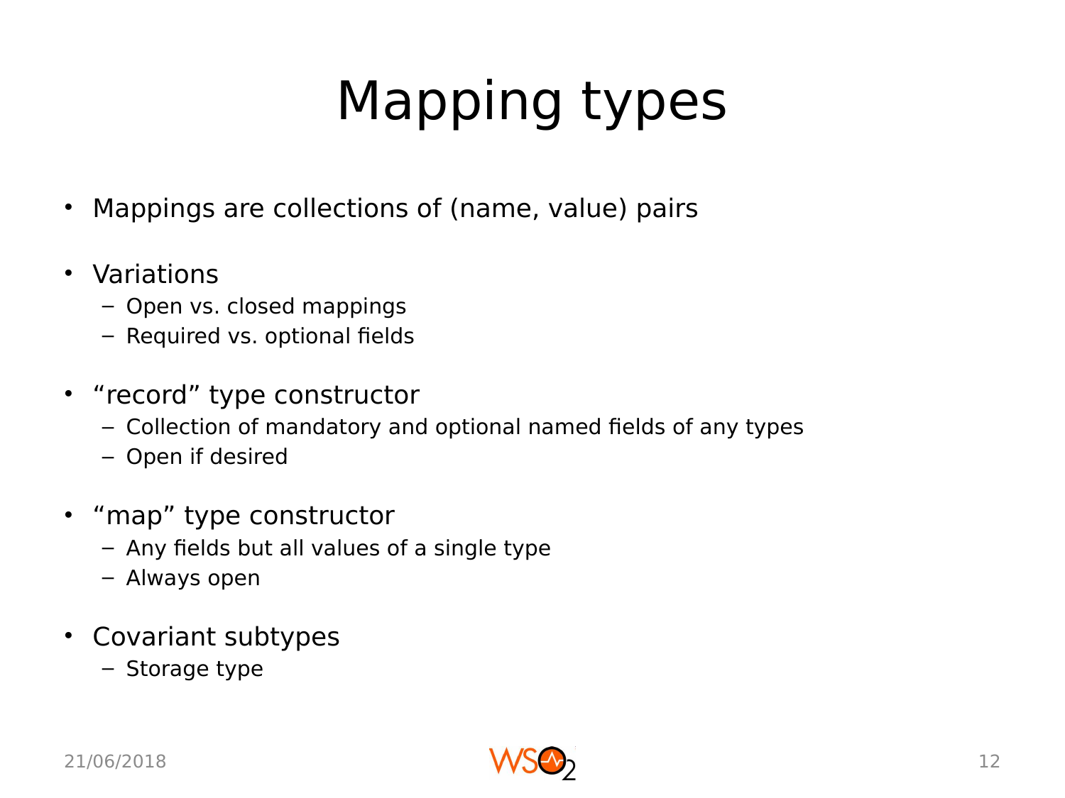# Mapping types

- Mappings are collections of (name, value) pairs
- Variations
  - Open vs. closed mappings
  - Required vs. optional fields
- “record” type constructor
  - Collection of mandatory and optional named fields of any types
  - Open if desired
- “map” type constructor
  - Any fields but all values of a single type
  - Always open
- Covariant subtypes
  - Storage type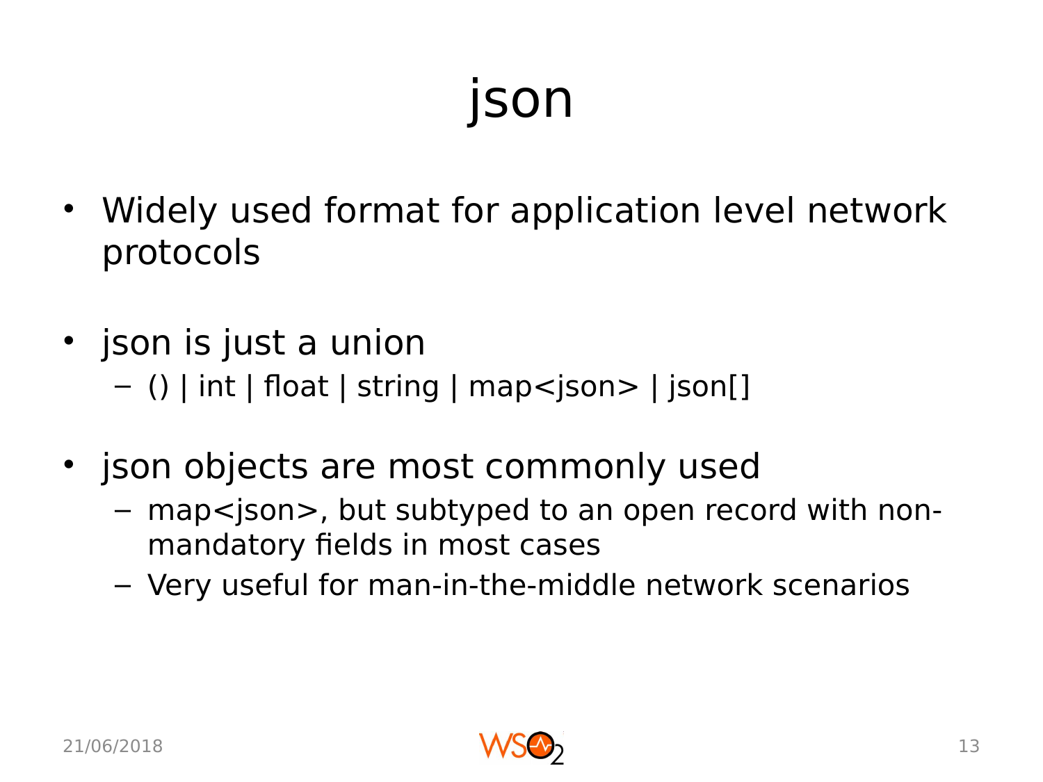# json

- Widely used format for application level network protocols
- json is just a union
  - () | int | float | string | map<json> | json[]
- json objects are most commonly used
  - map<json>, but subtyped to an open record with non-mandatory fields in most cases
  - Very useful for man-in-the-middle network scenarios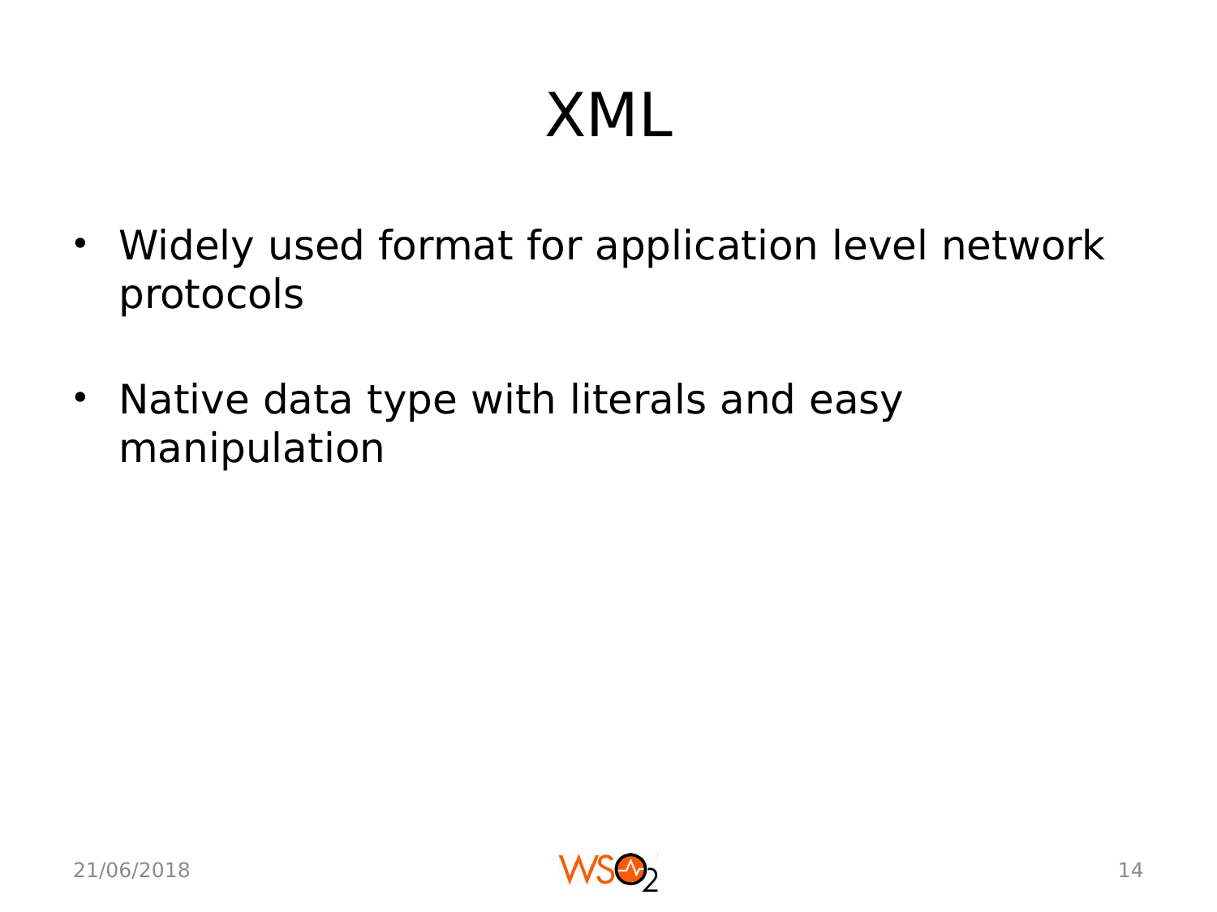# XML

- Widely used format for application level network protocols
- Native data type with literals and easy manipulation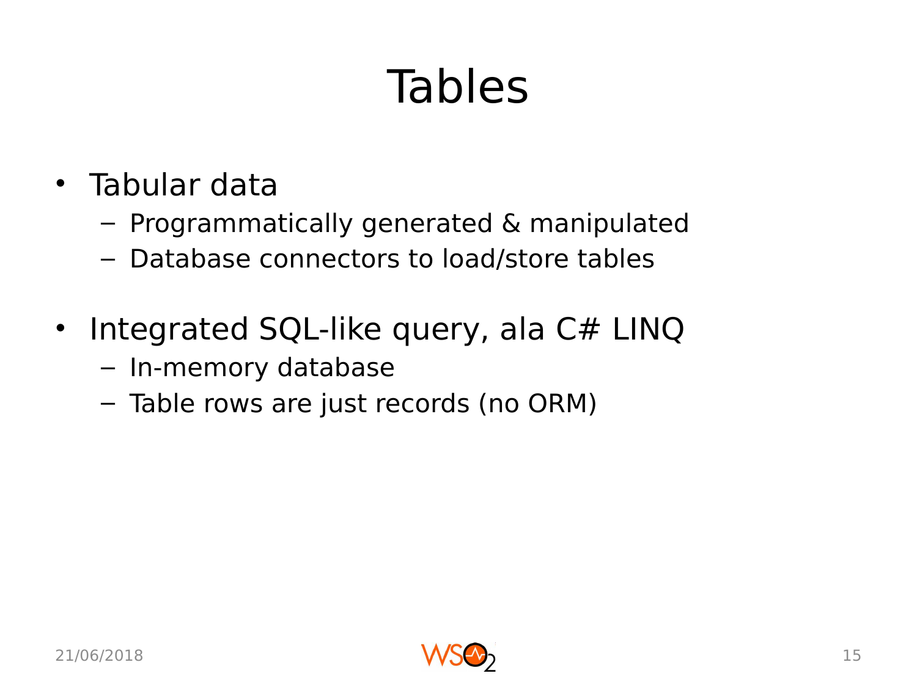# Tables

- Tabular data
  - Programmatically generated & manipulated
  - Database connectors to load/store tables
- Integrated SQL-like query, ala C# LINQ
  - In-memory database
  - Table rows are just records (no ORM)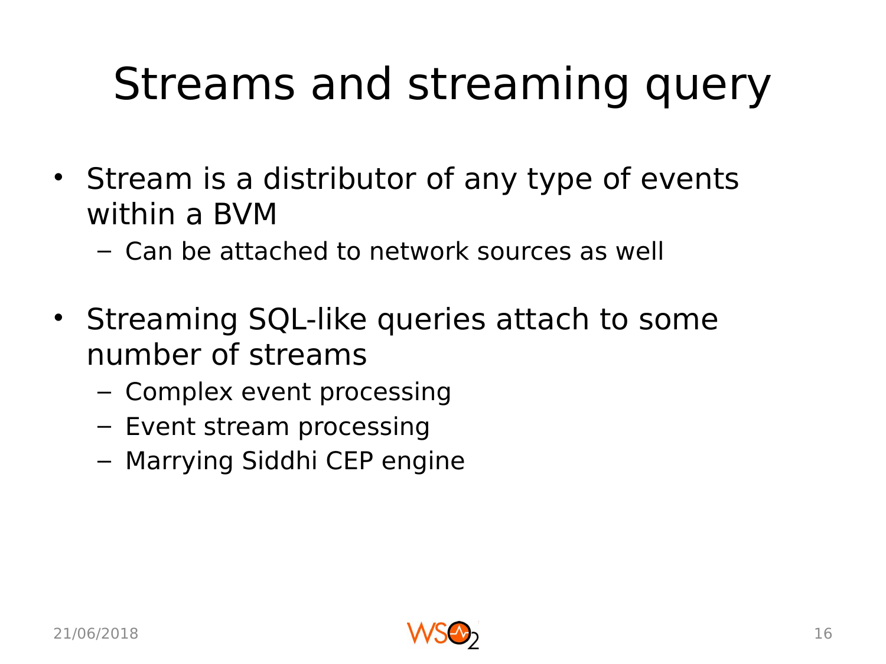# Streams and streaming query

- Stream is a distributor of any type of events within a BVM
  - Can be attached to network sources as well
- Streaming SQL-like queries attach to some number of streams
  - Complex event processing
  - Event stream processing
  - Marrying Siddhi CEP engine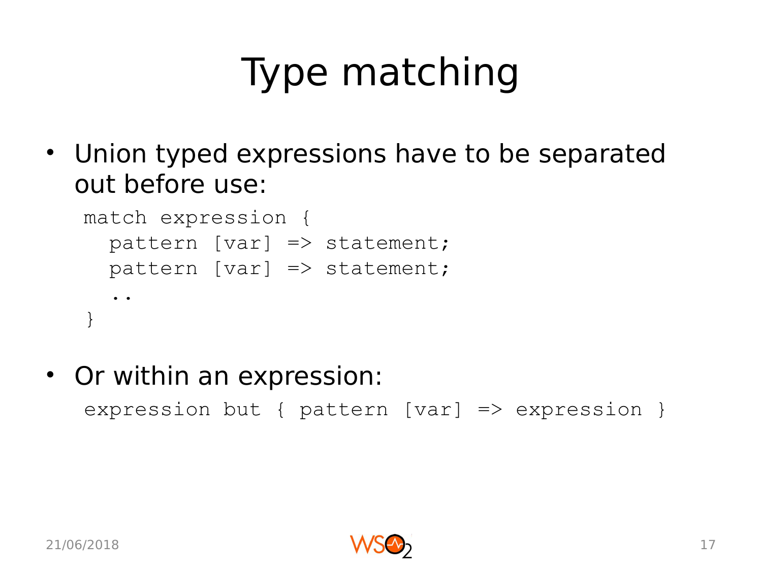# Type matching

- Union typed expressions have to be separated out before use:

```
match expression {
  pattern [var] => statement;
  pattern [var] => statement;
  ..
}
```

- Or within an expression:

```
expression but { pattern [var] => expression }
```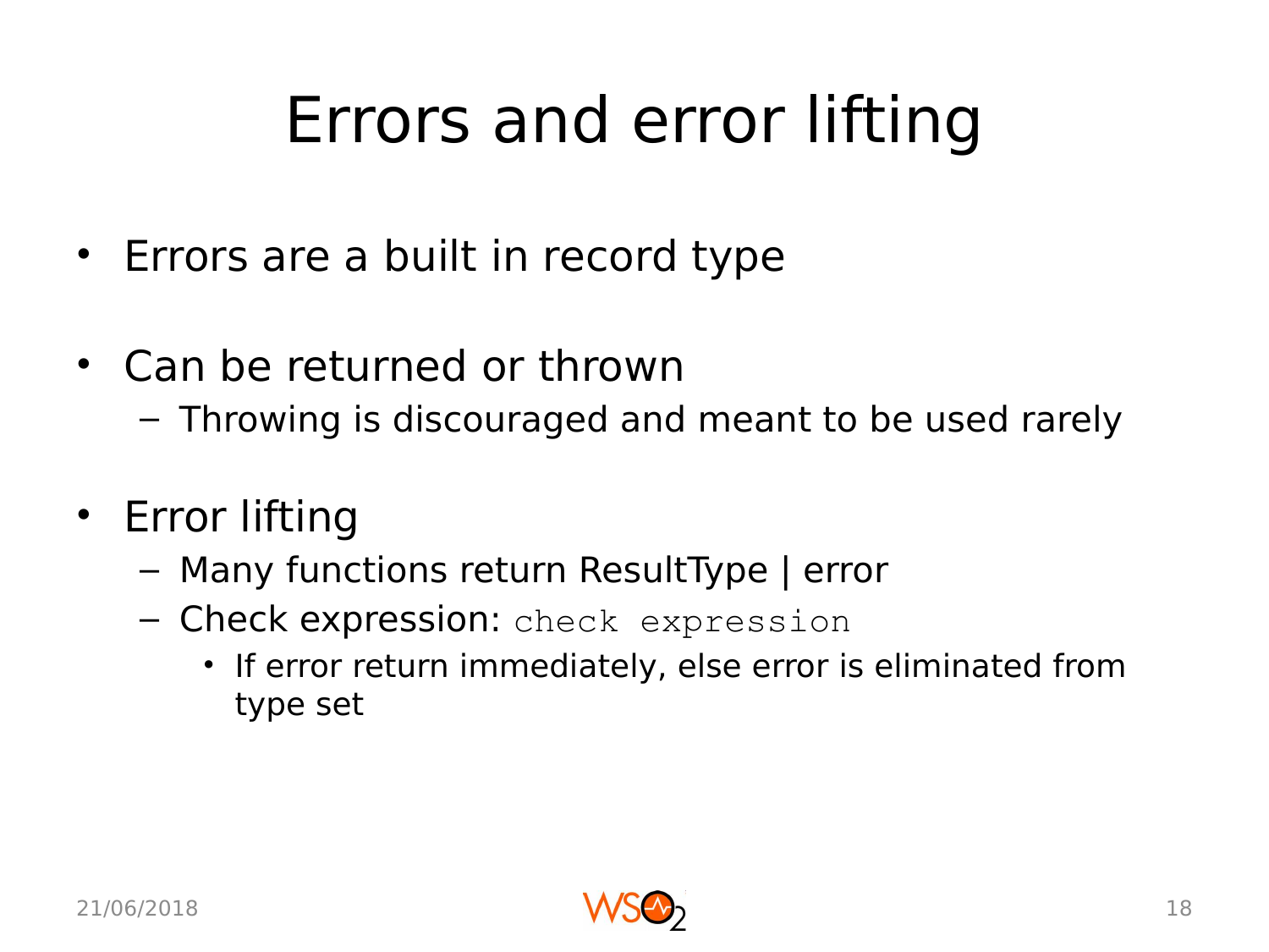# Errors and error lifting

- Errors are a built in record type
- Can be returned or thrown
  - Throwing is discouraged and meant to be used rarely
- Error lifting
  - Many functions return ResultType | error
  - Check expression: `check expression`
    - If error return immediately, else error is eliminated from type set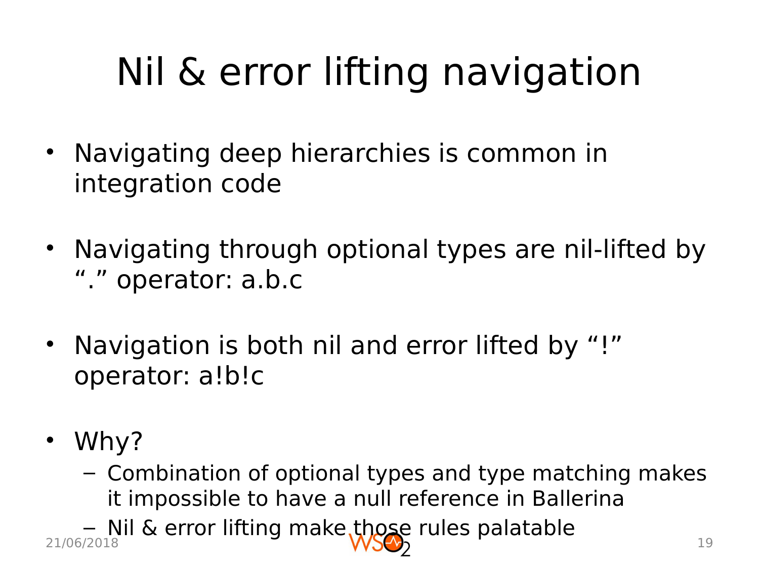# Nil & error lifting navigation

- Navigating deep hierarchies is common in integration code
- Navigating through optional types are nil-lifted by “.” operator: a.b.c
- Navigation is both nil and error lifted by “!” operator: a!b!c
- Why?
  - Combination of optional types and type matching makes it impossible to have a null reference in Ballerina
  - Nil & error lifting make those rules palatable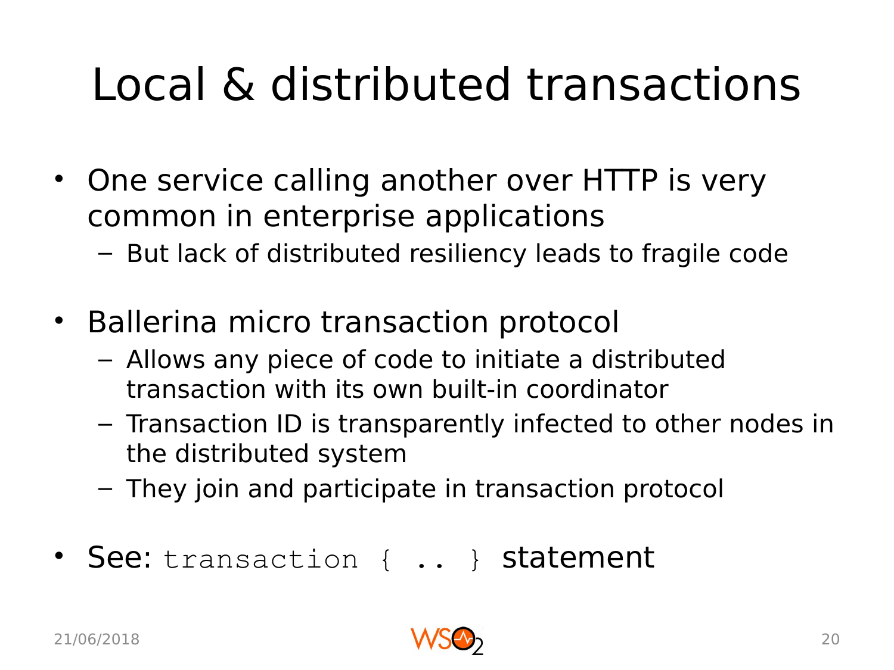# Local & distributed transactions

- One service calling another over HTTP is very common in enterprise applications
  - But lack of distributed resiliency leads to fragile code
- Ballerina micro transaction protocol
  - Allows any piece of code to initiate a distributed transaction with its own built-in coordinator
  - Transaction ID is transparently infected to other nodes in the distributed system
  - They join and participate in transaction protocol
- See: `transaction { .. }` statement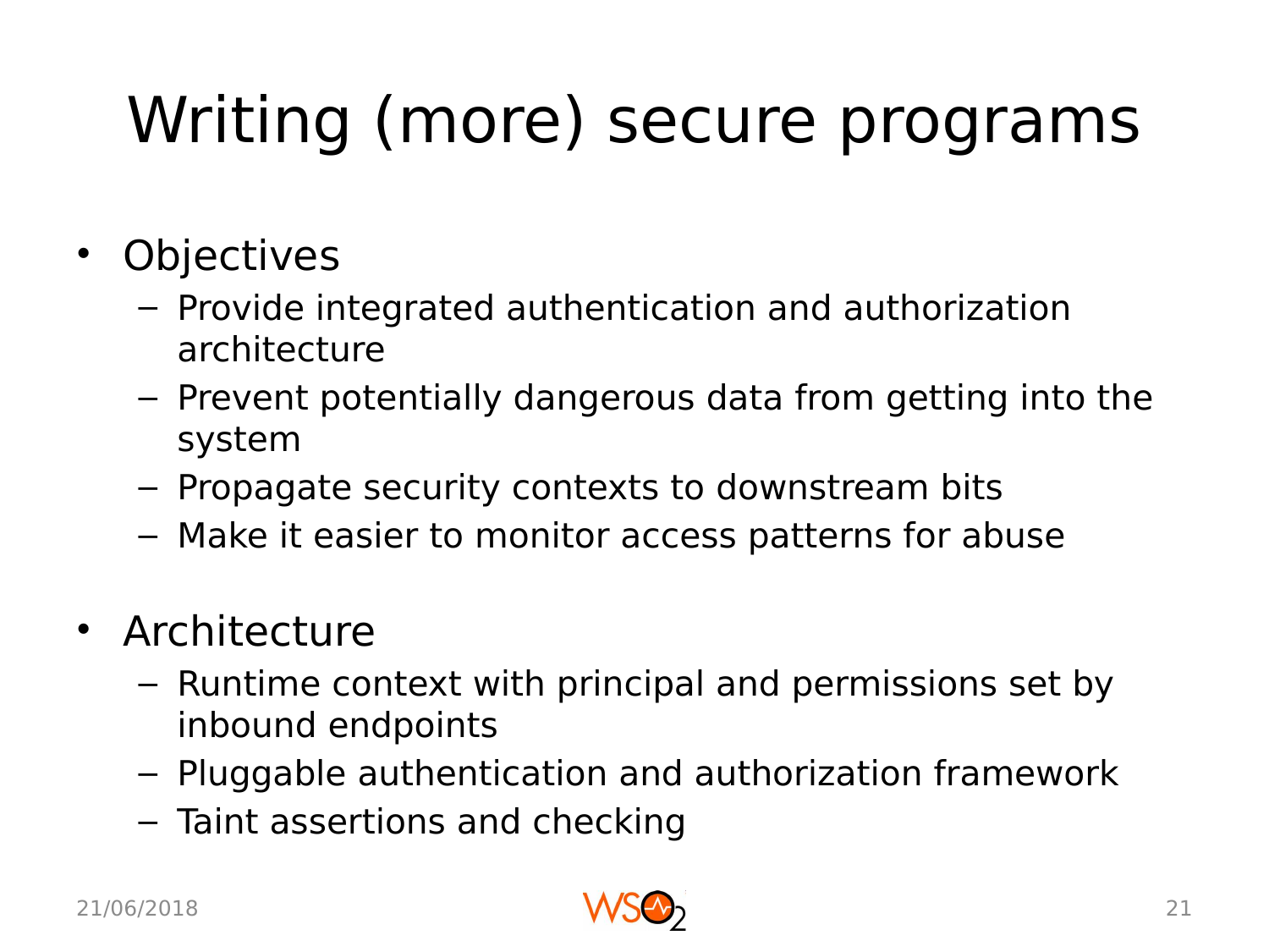# Writing (more) secure programs

- Objectives
  - Provide integrated authentication and authorization architecture
  - Prevent potentially dangerous data from getting into the system
  - Propagate security contexts to downstream bits
  - Make it easier to monitor access patterns for abuse
- Architecture
  - Runtime context with principal and permissions set by inbound endpoints
  - Pluggable authentication and authorization framework
  - Taint assertions and checking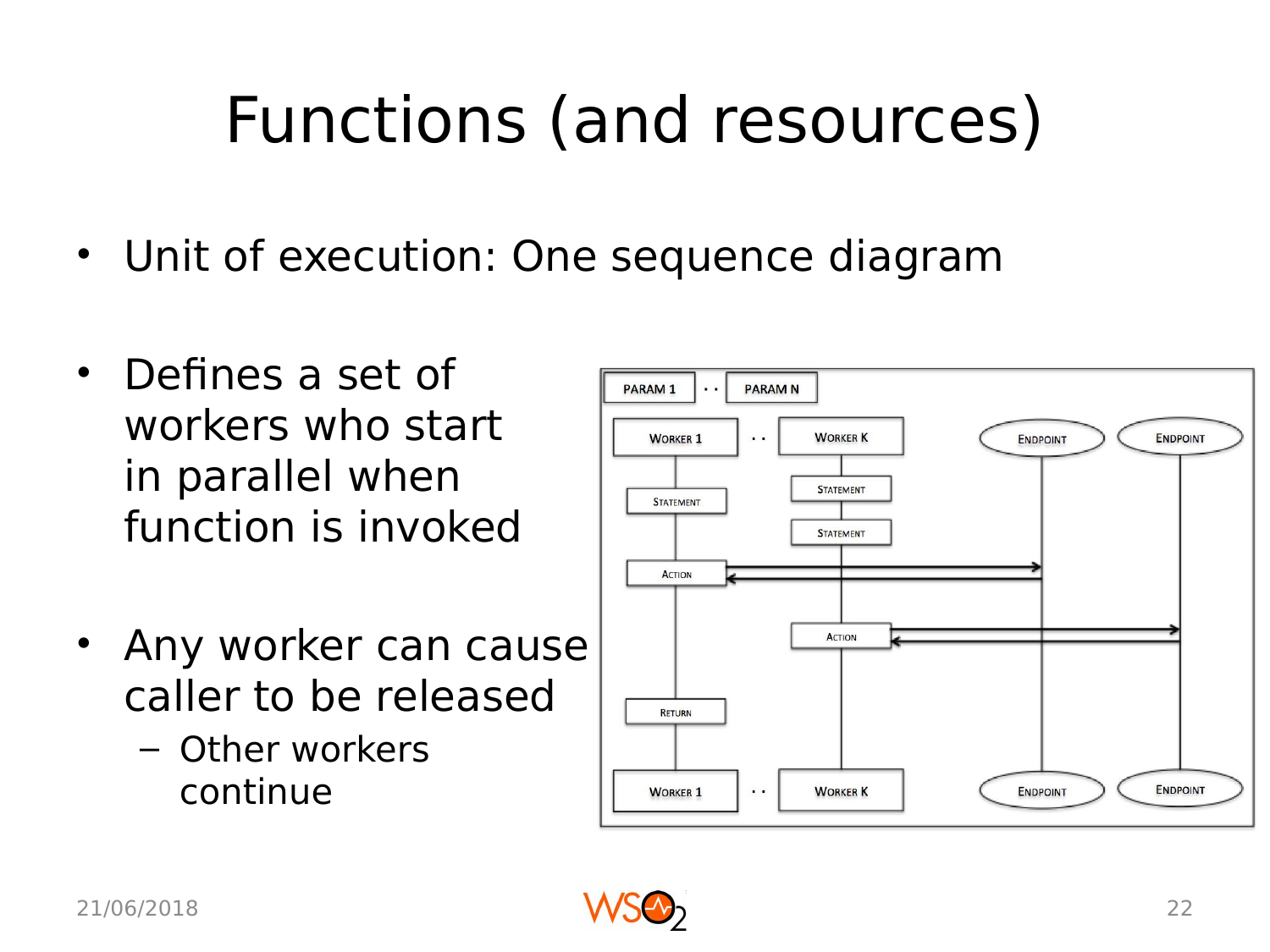# Functions (and resources)

- Unit of execution: One sequence diagram
- Defines a set of workers who start in parallel when function is invoked
- Any worker can cause caller to be released
  - Other workers continue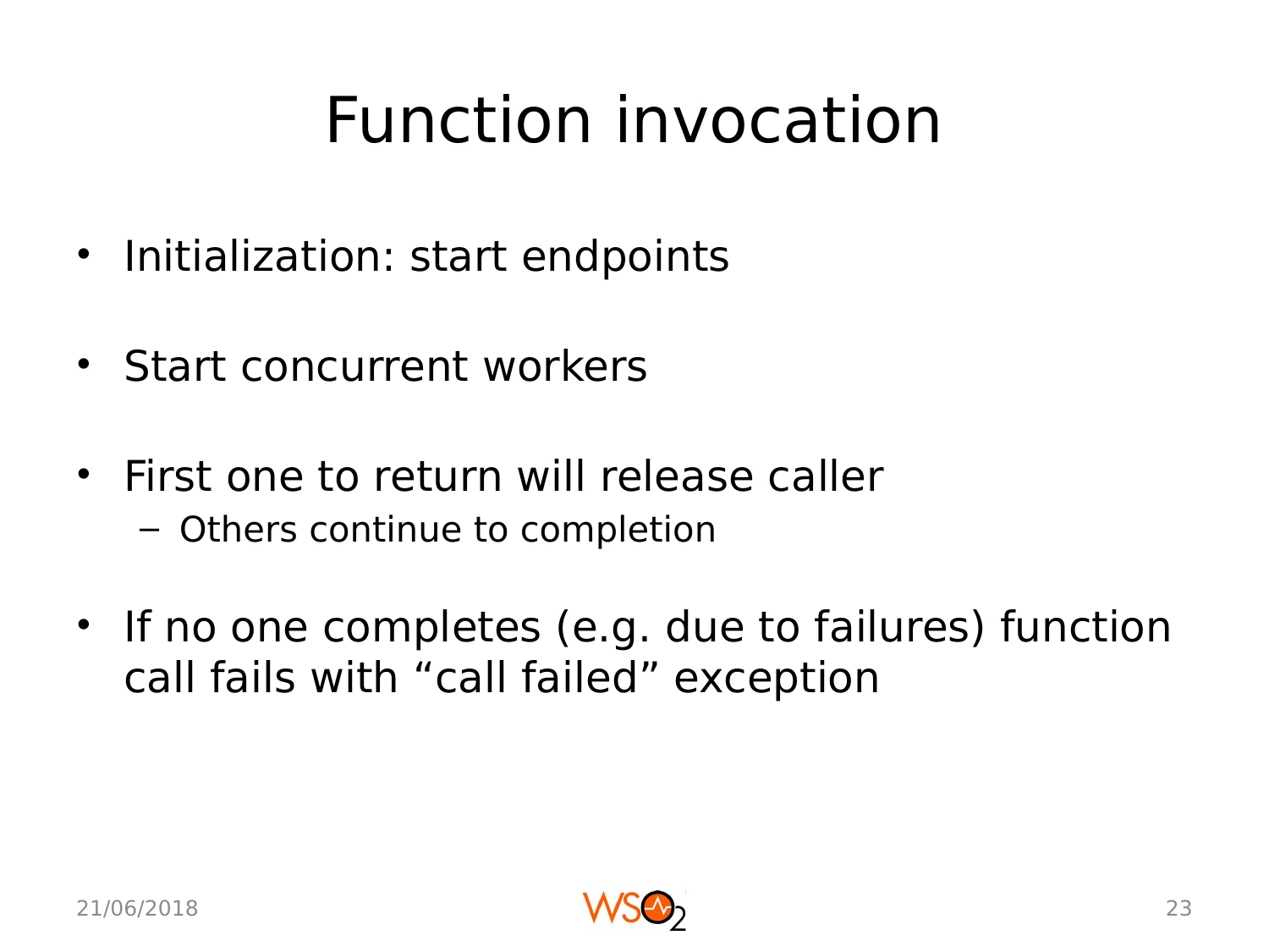# Function invocation

- Initialization: start endpoints
- Start concurrent workers
- First one to return will release caller
  - Others continue to completion
- If no one completes (e.g. due to failures) function call fails with “call failed” exception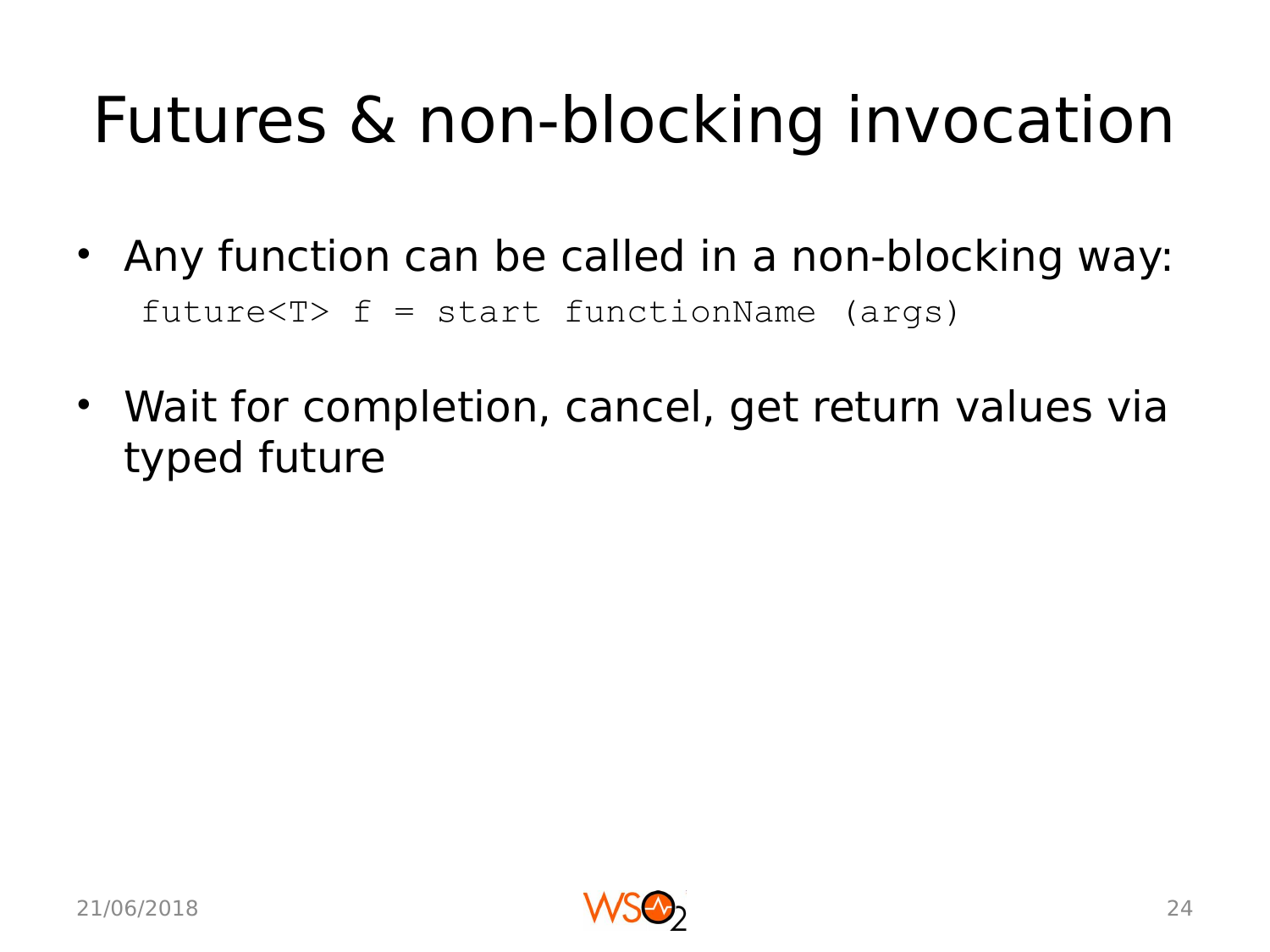# Futures & non-blocking invocation

- Any function can be called in a non-blocking way:

```
future<T> f = start functionName (args)
```

- Wait for completion, cancel, get return values via typed future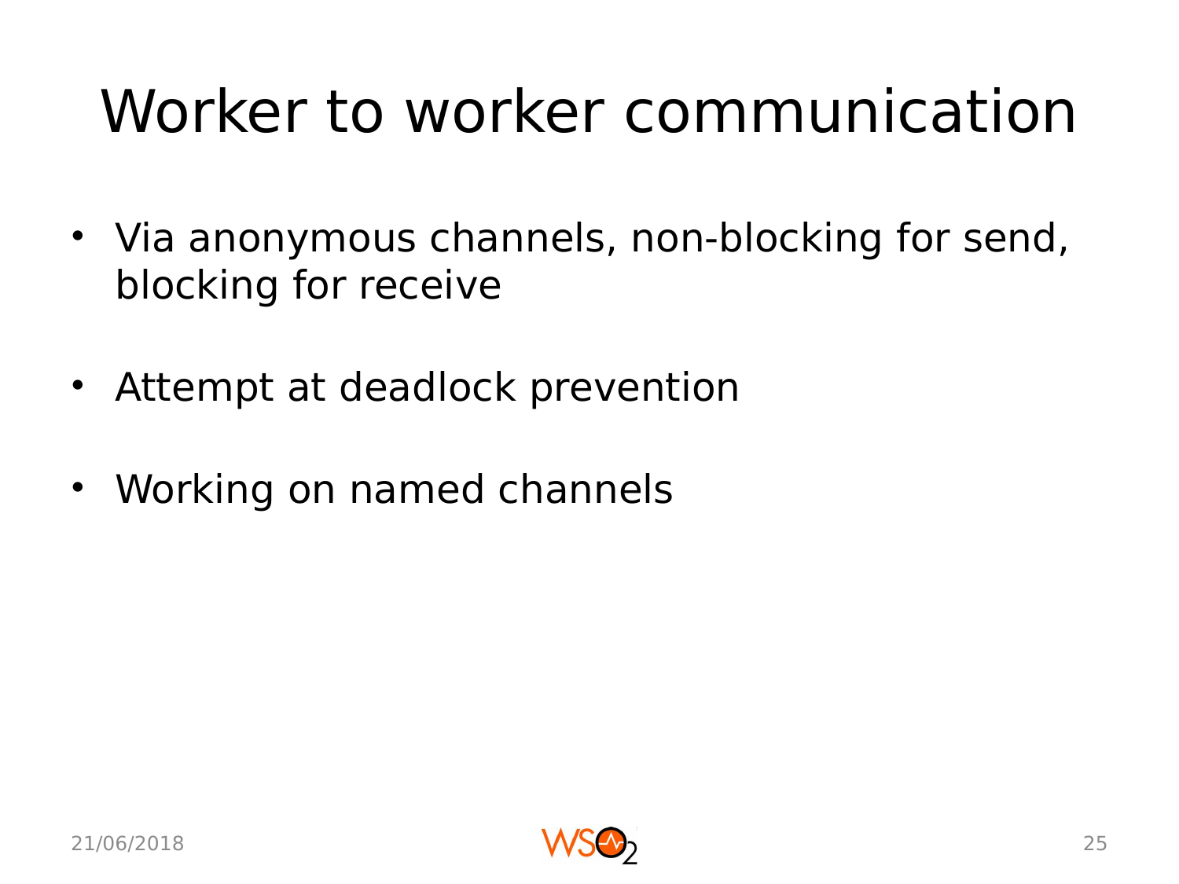# Worker to worker communication

- Via anonymous channels, non-blocking for send, blocking for receive
- Attempt at deadlock prevention
- Working on named channels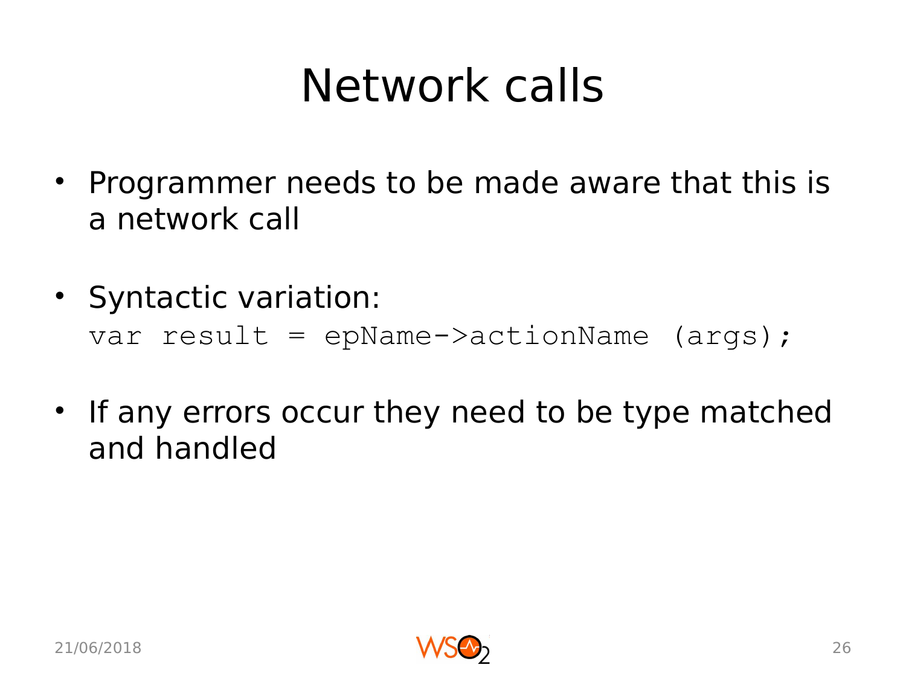# Network calls

- Programmer needs to be made aware that this is a network call
- Syntactic variation:

```
var result = epName->actionName (args);
```

- If any errors occur they need to be type matched and handled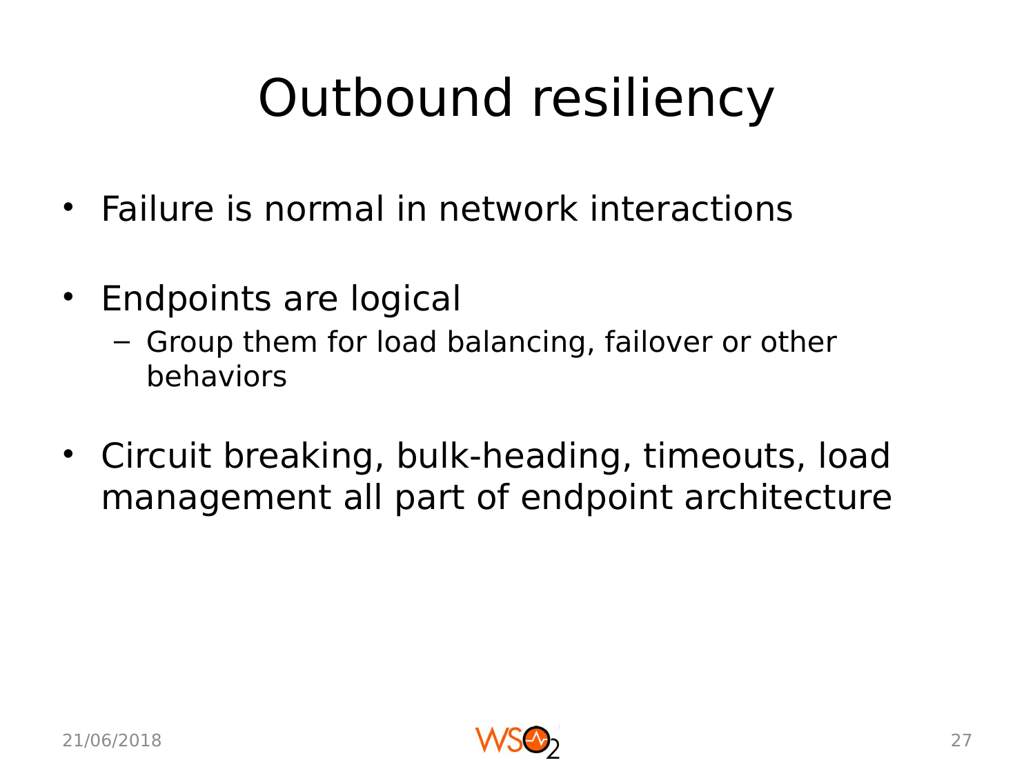# Outbound resiliency

- Failure is normal in network interactions
- Endpoints are logical
  - Group them for load balancing, failover or other behaviors
- Circuit breaking, bulk-heading, timeouts, load management all part of endpoint architecture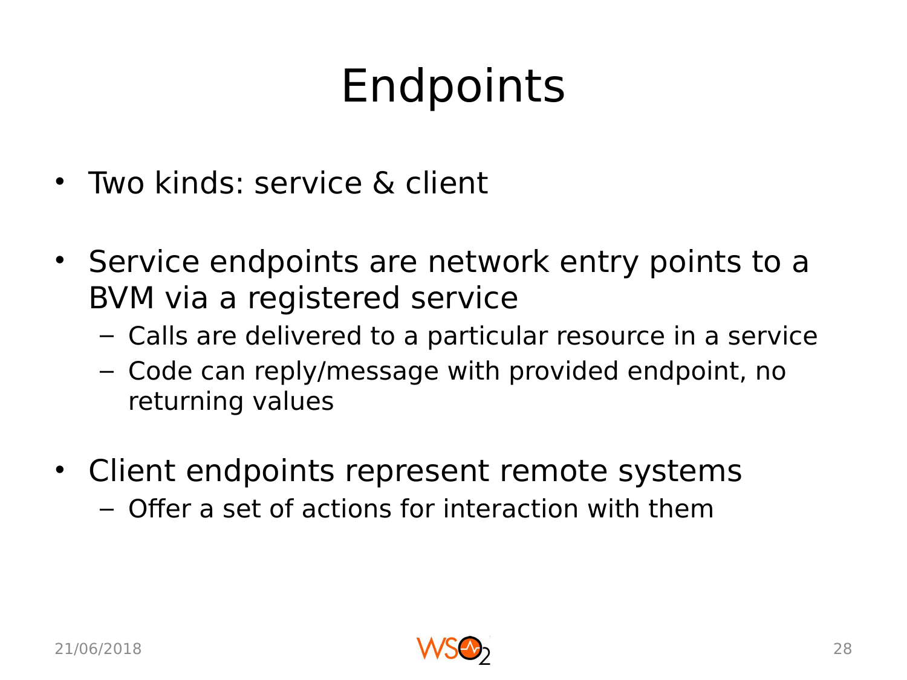# Endpoints

- Two kinds: service & client
- Service endpoints are network entry points to a BVM via a registered service
  - Calls are delivered to a particular resource in a service
  - Code can reply/message with provided endpoint, no returning values
- Client endpoints represent remote systems
  - Offer a set of actions for interaction with them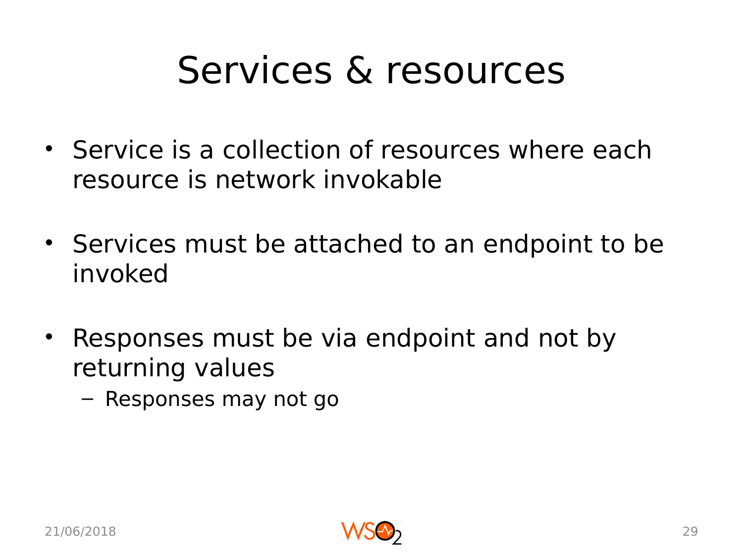# Services & resources

- Service is a collection of resources where each resource is network invokable
- Services must be attached to an endpoint to be invoked
- Responses must be via endpoint and not by returning values
  - Responses may not go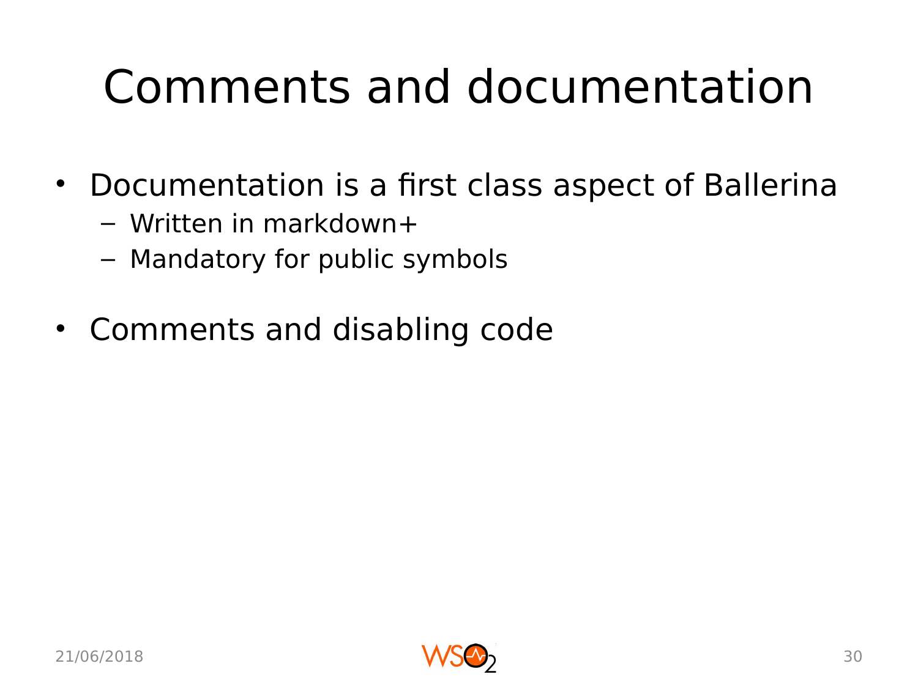# Comments and documentation

- Documentation is a first class aspect of Ballerina
  - Written in markdown+
  - Mandatory for public symbols
- Comments and disabling code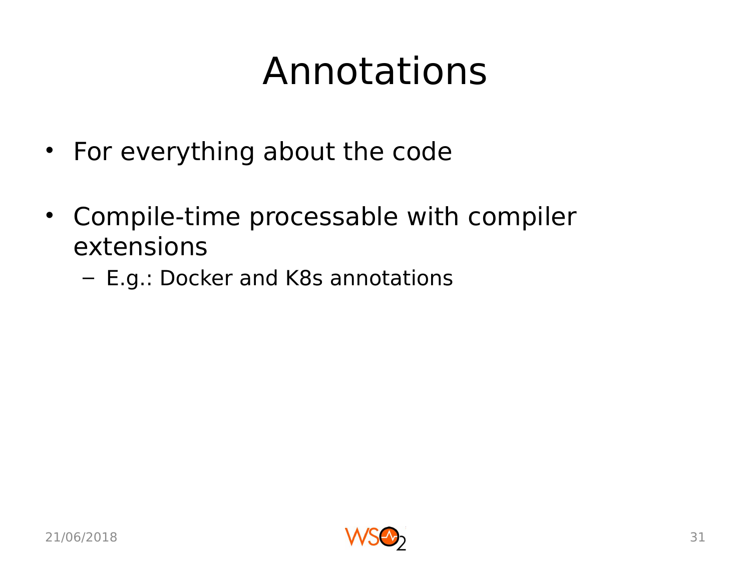# Annotations

- For everything about the code
- Compile-time processable with compiler extensions
  - E.g.: Docker and K8s annotations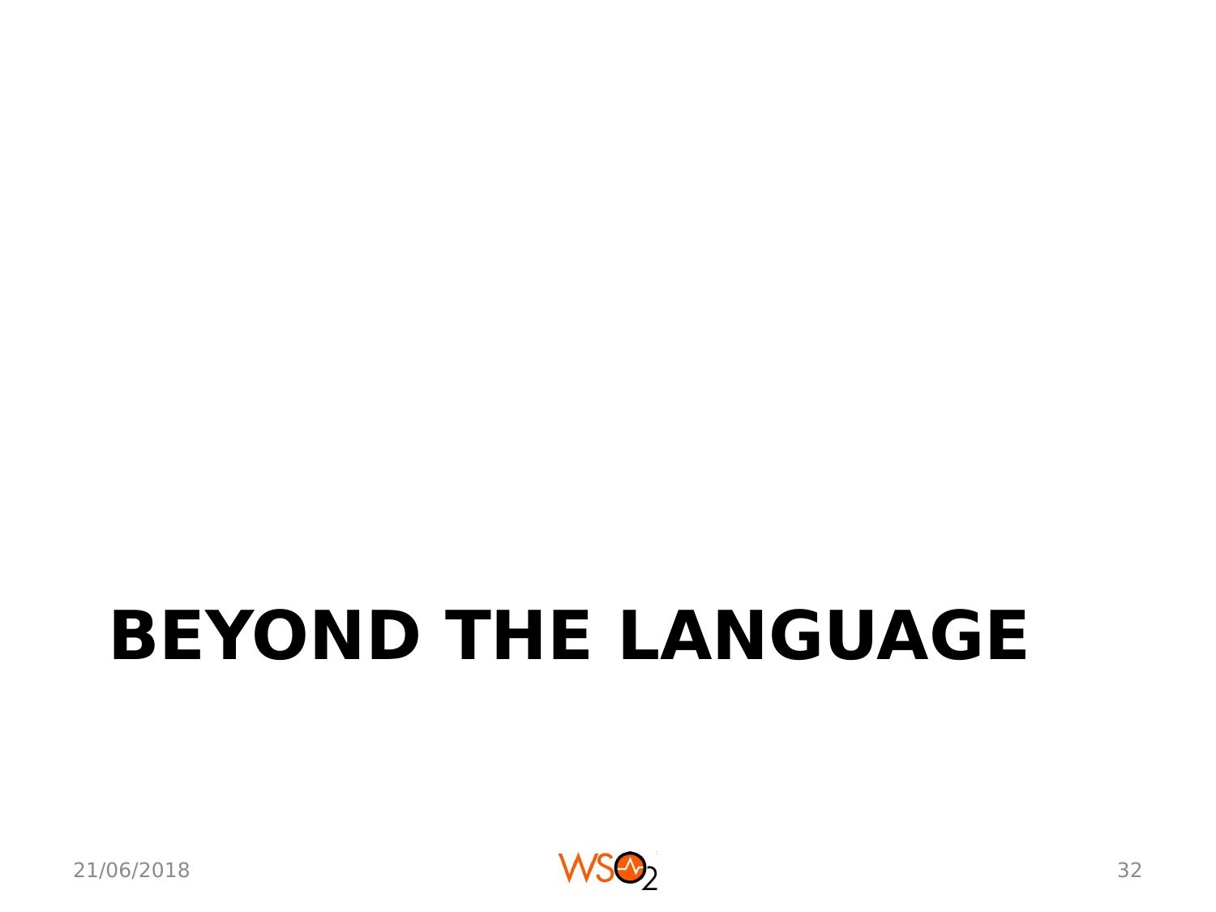# BEYOND THE LANGUAGE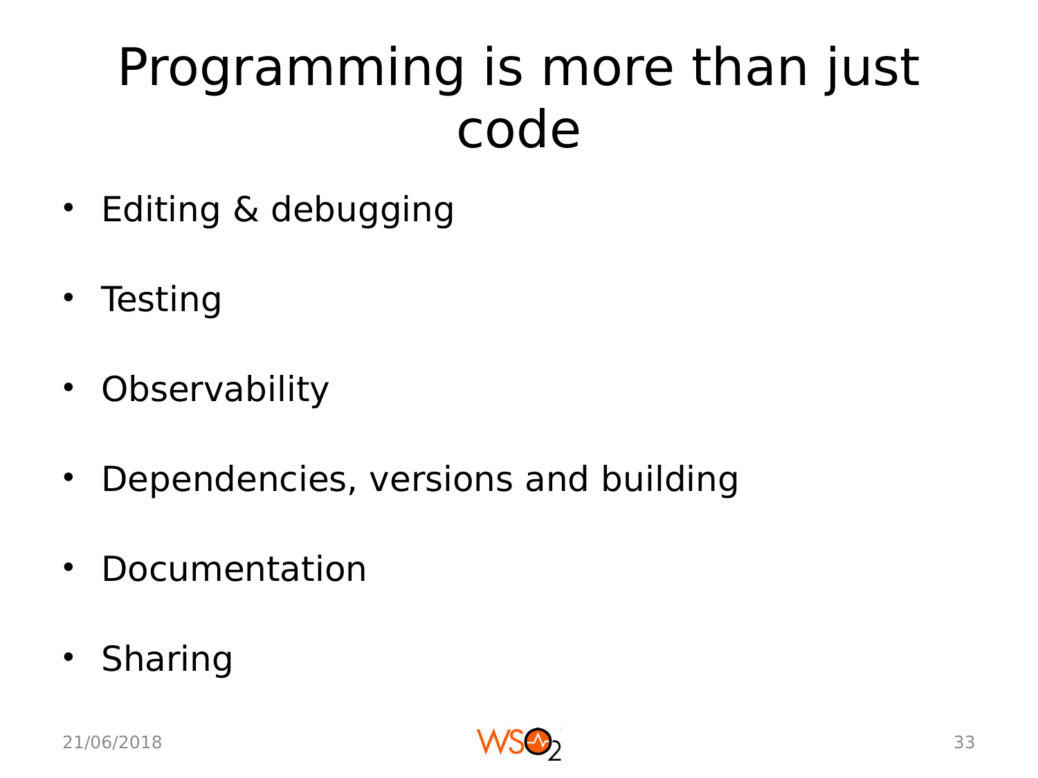# Programming is more than just code

- Editing & debugging
- Testing
- Observability
- Dependencies, versions and building
- Documentation
- Sharing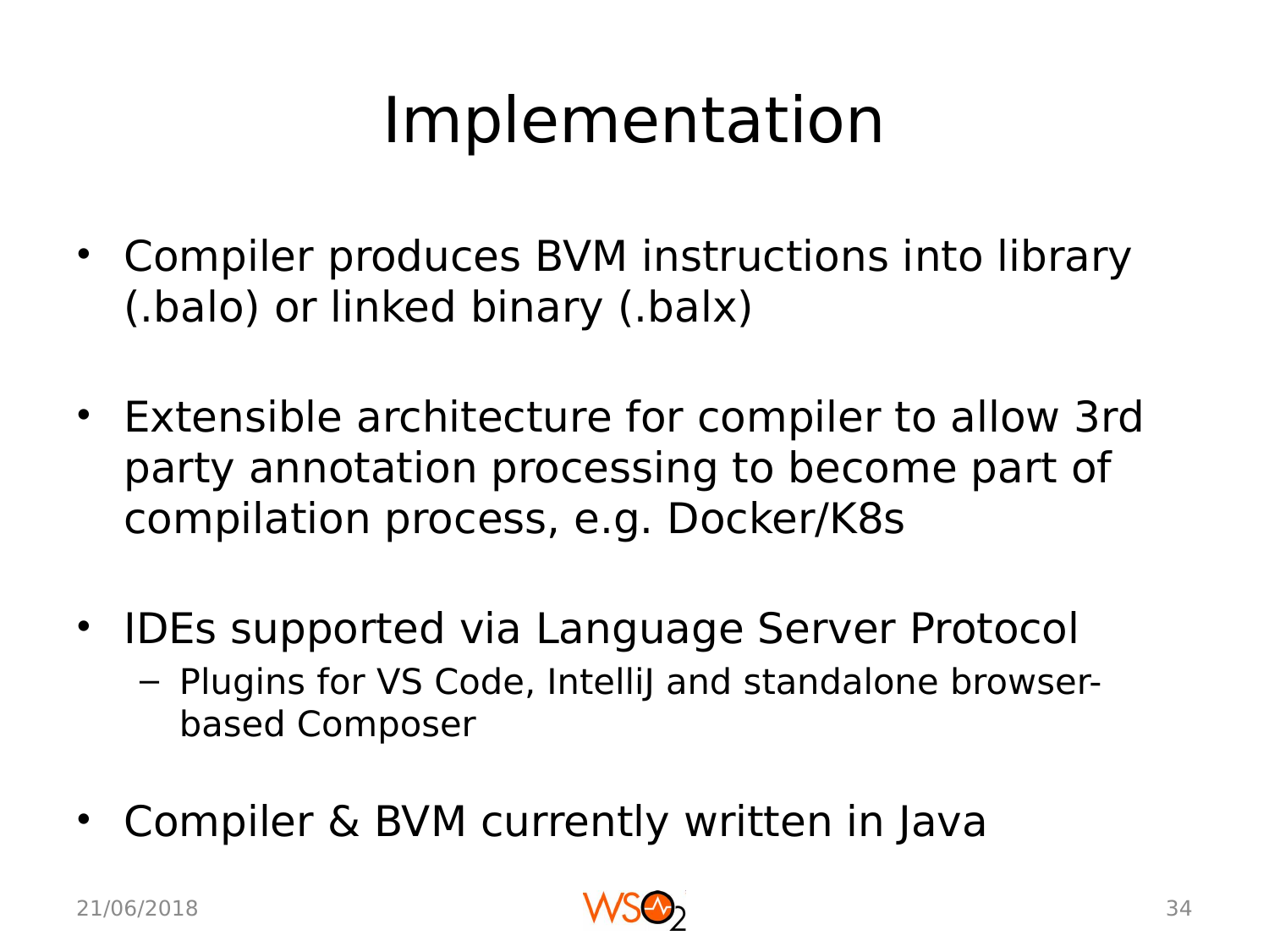# Implementation

- Compiler produces BVM instructions into library (.balo) or linked binary (.balx)
- Extensible architecture for compiler to allow 3rd party annotation processing to become part of compilation process, e.g. Docker/K8s
- IDEs supported via Language Server Protocol
  - Plugins for VS Code, IntelliJ and standalone browser-based Composer
- Compiler & BVM currently written in Java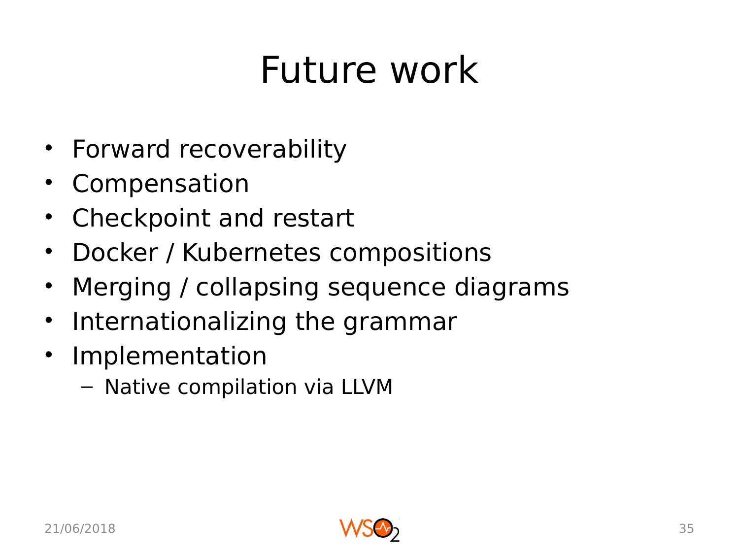# Future work

- Forward recoverability
- Compensation
- Checkpoint and restart
- Docker / Kubernetes compositions
- Merging / collapsing sequence diagrams
- Internationalizing the grammar
- Implementation
  - Native compilation via LLVM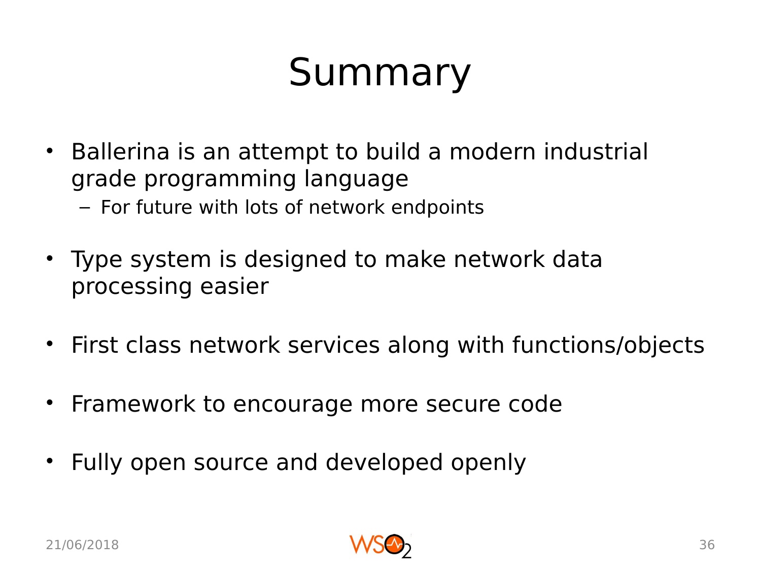# Summary

- Ballerina is an attempt to build a modern industrial grade programming language
  - For future with lots of network endpoints
- Type system is designed to make network data processing easier
- First class network services along with functions/objects
- Framework to encourage more secure code
- Fully open source and developed openly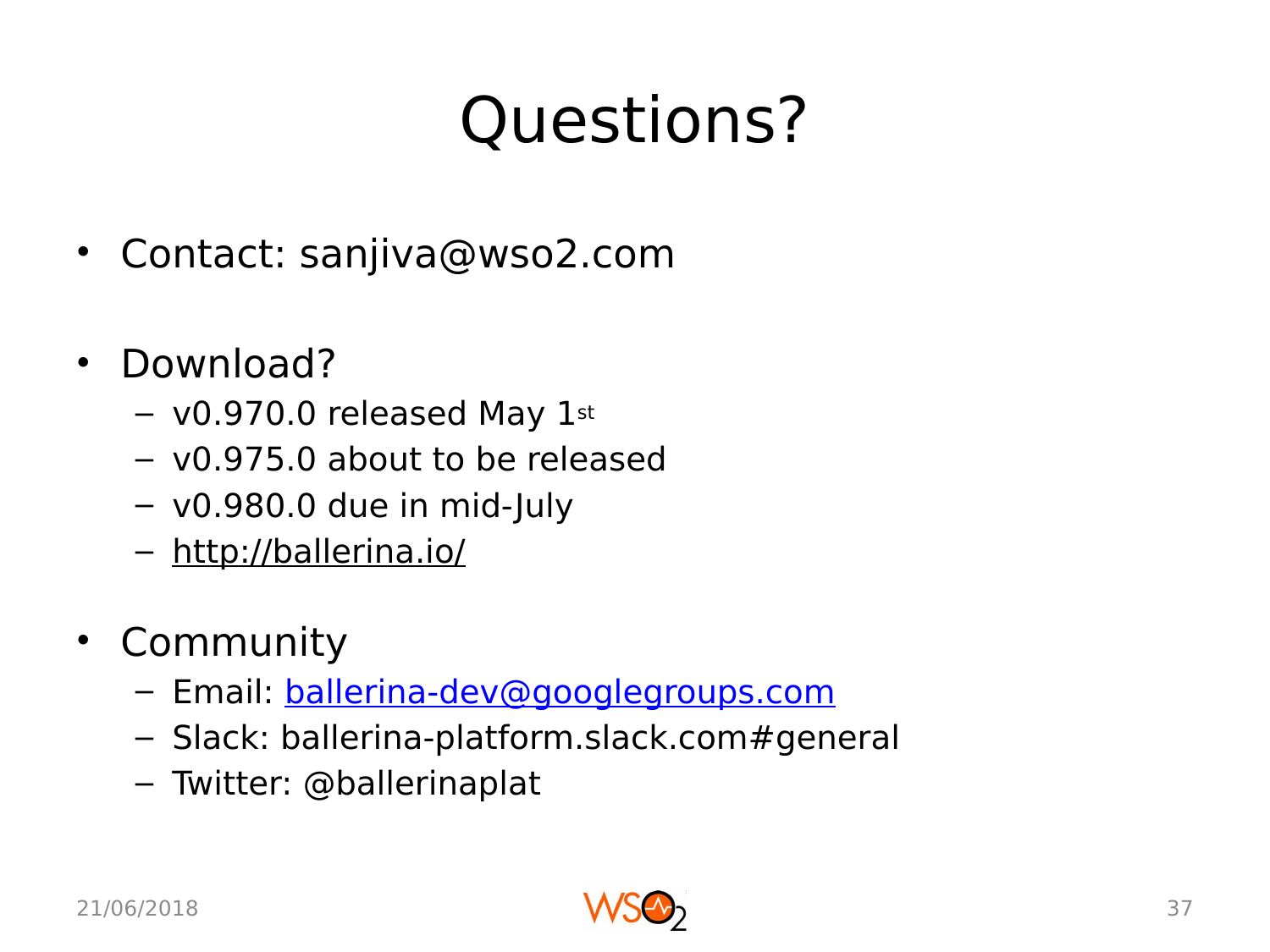# Questions?

- Contact: sanjiva@wso2.com

- Download?
  - v0.970.0 released May 1st
  - v0.975.0 about to be released
  - v0.980.0 due in mid-July
  - http://ballerina.io/

- Community
  - Email: ballerina-dev@googlegroups.com
  - Slack: ballerina-platform.slack.com#general
  - Twitter: @ballerinaplat